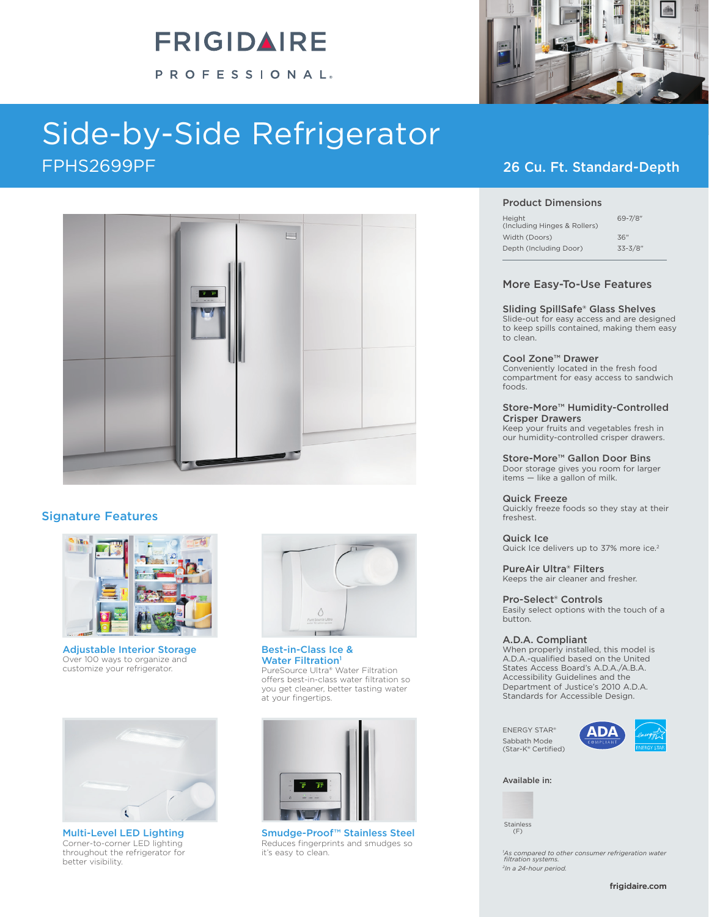# FRIGIDAIRE PROFESSIONAL.

# Side-by-Side Refrigerator

FPHS2699PF

26 Cu. Ft. Standard-Depth

## Signature Features

**Adjustable Interior Storage**
Over 100 ways to organize and customize your refrigerator.

**Best-in-Class Ice & Water Filtration**[1]
PureSource Ultra® Water Filtration offers best-in-class water filtration so you get cleaner, better tasting water at your fingertips.

**Multi-Level LED Lighting**
Corner-to-corner LED lighting throughout the refrigerator for better visibility.

**Smudge-Proof™ Stainless Steel**
Reduces fingerprints and smudges so it's easy to clean.

## Product Dimensions

| | |
|---|---|
| Height (Including Hinges & Rollers) | 69-7/8" |
| Width (Doors) | 36" |
| Depth (Including Door) | 33-3/8" |

## More Easy-To-Use Features

**Sliding SpillSafe® Glass Shelves**
Slide-out for easy access and are designed to keep spills contained, making them easy to clean.

**Cool Zone™ Drawer**
Conveniently located in the fresh food compartment for easy access to sandwich foods.

**Store-More™ Humidity-Controlled Crisper Drawers**
Keep your fruits and vegetables fresh in our humidity-controlled crisper drawers.

**Store-More™ Gallon Door Bins**
Door storage gives you room for larger items — like a gallon of milk.

**Quick Freeze**
Quickly freeze foods so they stay at their freshest.

**Quick Ice**
Quick Ice delivers up to 37% more ice.[2]

**PureAir Ultra® Filters**
Keeps the air cleaner and fresher.

**Pro-Select® Controls**
Easily select options with the touch of a button.

**A.D.A. Compliant**
When properly installed, this model is A.D.A.-qualified based on the United States Access Board's A.D.A./A.B.A. Accessibility Guidelines and the Department of Justice's 2010 A.D.A. Standards for Accessible Design.

ENERGY STAR®
Sabbath Mode
(Star-K® Certified)

**Available in:**

Stainless (F)

*[1]As compared to other consumer refrigeration water filtration systems.*
*[2]In a 24-hour period.*

frigidaire.com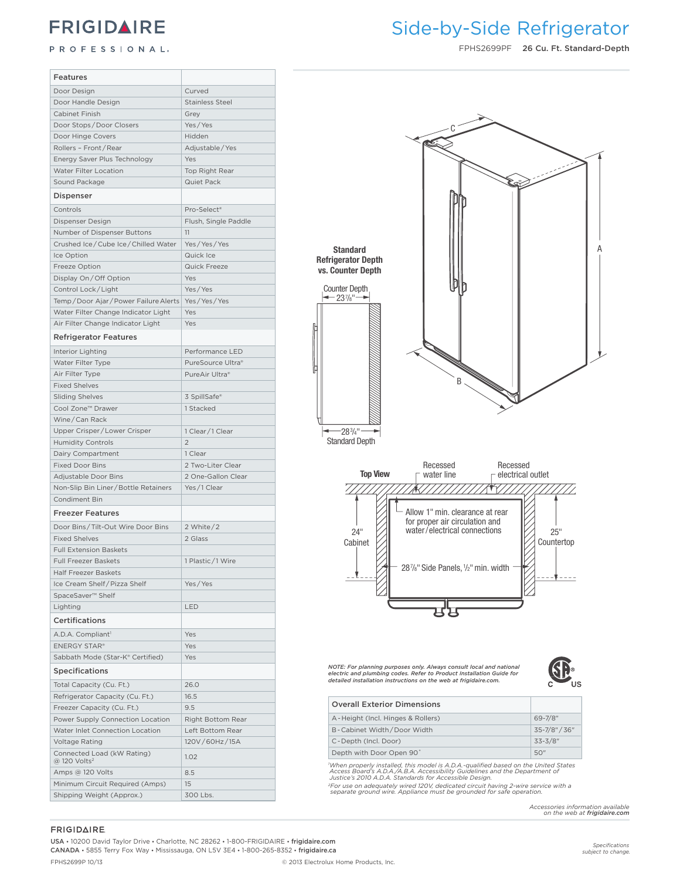# FRIGIDAIRE PROFESSIONAL.

# Side-by-Side Refrigerator

FPHS2699PF **26 Cu. Ft. Standard-Depth**

| Features | |
|---|---|
| Door Design | Curved |
| Door Handle Design | Stainless Steel |
| Cabinet Finish | Grey |
| Door Stops / Door Closers | Yes / Yes |
| Door Hinge Covers | Hidden |
| Rollers – Front / Rear | Adjustable / Yes |
| Energy Saver Plus Technology | Yes |
| Water Filter Location | Top Right Rear |
| Sound Package | Quiet Pack |
| **Dispenser** | |
| Controls | Pro-Select® |
| Dispenser Design | Flush, Single Paddle |
| Number of Dispenser Buttons | 11 |
| Crushed Ice / Cube Ice / Chilled Water | Yes / Yes / Yes |
| Ice Option | Quick Ice |
| Freeze Option | Quick Freeze |
| Display On / Off Option | Yes |
| Control Lock / Light | Yes / Yes |
| Temp / Door Ajar / Power Failure Alerts | Yes / Yes / Yes |
| Water Filter Change Indicator Light | Yes |
| Air Filter Change Indicator Light | Yes |
| **Refrigerator Features** | |
| Interior Lighting | Performance LED |
| Water Filter Type | PureSource Ultra® |
| Air Filter Type | PureAir Ultra® |
| Fixed Shelves | |
| Sliding Shelves | 3 SpillSafe® |
| Cool Zone™ Drawer | 1 Stacked |
| Wine / Can Rack | |
| Upper Crisper / Lower Crisper | 1 Clear / 1 Clear |
| Humidity Controls | 2 |
| Dairy Compartment | 1 Clear |
| Fixed Door Bins | 2 Two-Liter Clear |
| Adjustable Door Bins | 2 One-Gallon Clear |
| Non-Slip Bin Liner / Bottle Retainers | Yes / 1 Clear |
| Condiment Bin | |
| **Freezer Features** | |
| Door Bins / Tilt-Out Wire Door Bins | 2 White / 2 |
| Fixed Shelves | 2 Glass |
| Full Extension Baskets | |
| Full Freezer Baskets | 1 Plastic / 1 Wire |
| Half Freezer Baskets | |
| Ice Cream Shelf / Pizza Shelf | Yes / Yes |
| SpaceSaver™ Shelf | |
| Lighting | LED |
| **Certifications** | |
| A.D.A. Compliant[1] | Yes |
| ENERGY STAR® | Yes |
| Sabbath Mode (Star-K® Certified) | Yes |
| **Specifications** | |
| Total Capacity (Cu. Ft.) | 26.0 |
| Refrigerator Capacity (Cu. Ft.) | 16.5 |
| Freezer Capacity (Cu. Ft.) | 9.5 |
| Power Supply Connection Location | Right Bottom Rear |
| Water Inlet Connection Location | Left Bottom Rear |
| Voltage Rating | 120V / 60Hz / 15A |
| Connected Load (kW Rating) @ 120 Volts[2] | 1.02 |
| Amps @ 120 Volts | 8.5 |
| Minimum Circuit Required (Amps) | 15 |
| Shipping Weight (Approx.) | 300 Lbs. |

**Standard Refrigerator Depth vs. Counter Depth**

Counter Depth 23 7/8"

28 3/4" Standard Depth

**Top View**

Recessed water line

Recessed electrical outlet

Allow 1" min. clearance at rear for proper air circulation and water / electrical connections

24" Cabinet

25" Countertop

28 7/8" Side Panels, 1/2" min. width

*NOTE: For planning purposes only. Always consult local and national electric and plumbing codes. Refer to Product Installation Guide for detailed installation instructions on the web at frigidaire.com.*

| Overall Exterior Dimensions | |
|---|---|
| A - Height (Incl. Hinges & Rollers) | 69-7/8" |
| B - Cabinet Width / Door Width | 35-7/8" / 36" |
| C - Depth (Incl. Door) | 33-3/8" |
| Depth with Door Open 90° | 50" |

*[1]When properly installed, this model is A.D.A.-qualified based on the United States Access Board's A.D.A./A.B.A. Accessibility Guidelines and the Department of Justice's 2010 A.D.A. Standards for Accessible Design.*

*[2]For use on adequately wired 120V, dedicated circuit having 2-wire service with a separate ground wire. Appliance must be grounded for safe operation.*

*Accessories information available on the web at **frigidaire.com***

FRIGIDAIRE.

**USA** • 10200 David Taylor Drive • Charlotte, NC 28262 • 1-800-FRIGIDAIRE • **frigidaire.com**

**CANADA** • 5855 Terry Fox Way • Mississauga, ON L5V 3E4 • 1-800-265-8352 • **frigidaire.ca**

*Specifications subject to change.*

FPHS2699P 10/13 © 2013 Electrolux Home Products, Inc.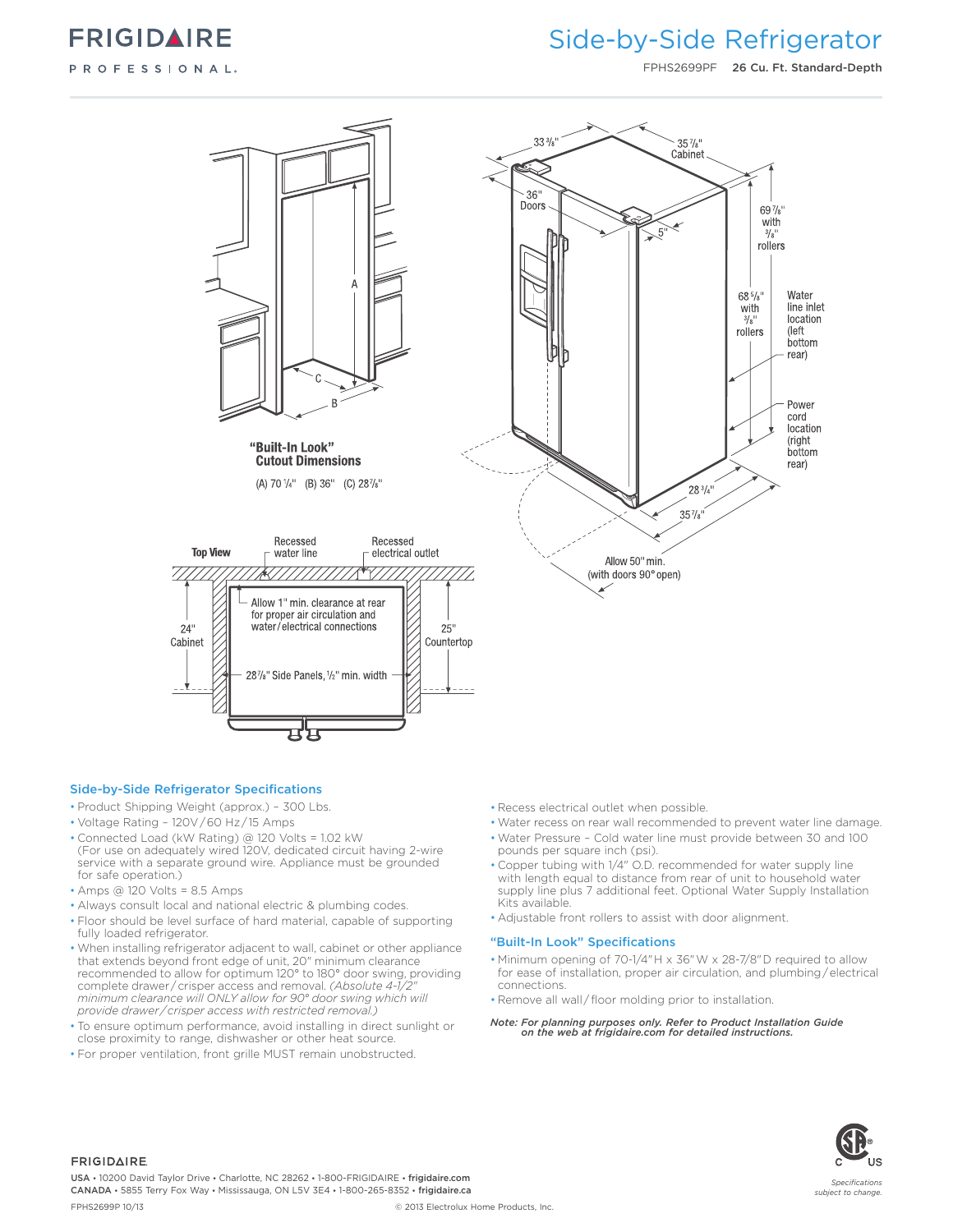# FRIGIDAIRE PROFESSIONAL.

## Side-by-Side Refrigerator

FPHS2699PF **26 Cu. Ft. Standard-Depth**

**"Built-In Look" Cutout Dimensions**

(A) 70 1/4" (B) 36" (C) 28 7/8"

33 3/8"

35 7/8" Cabinet

36" Doors

5"

69 7/8" with 3/8" rollers

68 5/8" with 3/8" rollers

Water line inlet location (left bottom rear)

Power cord location (right bottom rear)

28 3/4"

35 7/8"

Allow 50" min. (with doors 90° open)

**Top View**

Recessed water line

Recessed electrical outlet

Allow 1" min. clearance at rear for proper air circulation and water/electrical connections

24" Cabinet

25" Countertop

28 7/8" Side Panels, 1/2" min. width

### Side-by-Side Refrigerator Specifications

- Product Shipping Weight (approx.) – 300 Lbs.
- Voltage Rating – 120V/60 Hz/15 Amps
- Connected Load (kW Rating) @ 120 Volts = 1.02 kW (For use on adequately wired 120V, dedicated circuit having 2-wire service with a separate ground wire. Appliance must be grounded for safe operation.)
- Amps @ 120 Volts = 8.5 Amps
- Always consult local and national electric & plumbing codes.
- Floor should be level surface of hard material, capable of supporting fully loaded refrigerator.
- When installing refrigerator adjacent to wall, cabinet or other appliance that extends beyond front edge of unit, 20" minimum clearance recommended to allow for optimum 120° to 180° door swing, providing complete drawer/crisper access and removal. *(Absolute 4-1/2" minimum clearance will ONLY allow for 90° door swing which will provide drawer/crisper access with restricted removal.)*
- To ensure optimum performance, avoid installing in direct sunlight or close proximity to range, dishwasher or other heat source.
- For proper ventilation, front grille MUST remain unobstructed.
- Recess electrical outlet when possible.
- Water recess on rear wall recommended to prevent water line damage.
- Water Pressure – Cold water line must provide between 30 and 100 pounds per square inch (psi).
- Copper tubing with 1/4" O.D. recommended for water supply line with length equal to distance from rear of unit to household water supply line plus 7 additional feet. Optional Water Supply Installation Kits available.
- Adjustable front rollers to assist with door alignment.

### "Built-In Look" Specifications

- Minimum opening of 70-1/4"H x 36"W x 28-7/8"D required to allow for ease of installation, proper air circulation, and plumbing/electrical connections.
- Remove all wall/floor molding prior to installation.

***Note: For planning purposes only. Refer to Product Installation Guide on the web at frigidaire.com for detailed instructions.***

FRIGIDAIRE.

USA • 10200 David Taylor Drive • Charlotte, NC 28262 • 1-800-FRIGIDAIRE • **frigidaire.com**
CANADA • 5855 Terry Fox Way • Mississauga, ON L5V 3E4 • 1-800-265-8352 • **frigidaire.ca**

*Specifications subject to change.*

FPHS2699P 10/13 © 2013 Electrolux Home Products, Inc.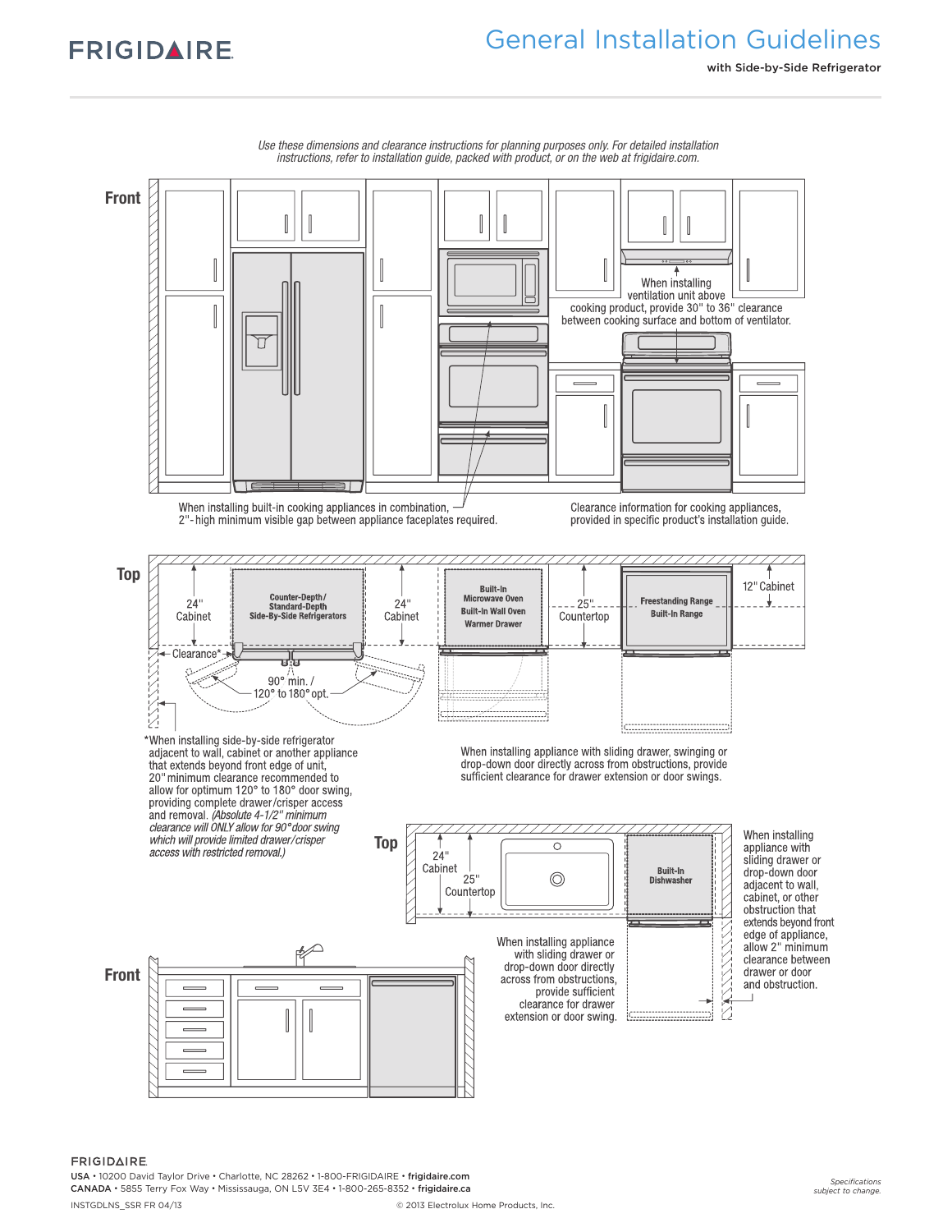# General Installation Guidelines

with Side-by-Side Refrigerator

*Use these dimensions and clearance instructions for planning purposes only. For detailed installation instructions, refer to installation guide, packed with product, or on the web at frigidaire.com.*

**Front**

When installing ventilation unit above cooking product, provide 30" to 36" clearance between cooking surface and bottom of ventilator.

When installing built-in cooking appliances in combination, 2"-high minimum visible gap between appliance faceplates required.

Clearance information for cooking appliances, provided in specific product's installation guide.

**Top**

24" Cabinet

Counter-Depth/ Standard-Depth Side-By-Side Refrigerators

24" Cabinet

Built-In Microwave Oven

Built-In Wall Oven

Warmer Drawer

25" Countertop

Freestanding Range

Built-In Range

12" Cabinet

Clearance*

90° min. / 120° to 180° opt.

*When installing side-by-side refrigerator adjacent to wall, cabinet or another appliance that extends beyond front edge of unit, 20" minimum clearance recommended to allow for optimum 120° to 180° door swing, providing complete drawer/crisper access and removal. *(Absolute 4-1/2" minimum clearance will ONLY allow for 90° door swing which will provide limited drawer/crisper access with restricted removal.)*

When installing appliance with sliding drawer, swinging or drop-down door directly across from obstructions, provide sufficient clearance for drawer extension or door swings.

**Top**

24" Cabinet

25" Countertop

Built-In Dishwasher

When installing appliance with sliding drawer or drop-down door adjacent to wall, cabinet, or other obstruction that extends beyond front edge of appliance, allow 2" minimum clearance between drawer or door and obstruction.

When installing appliance with sliding drawer or drop-down door directly across from obstructions, provide sufficient clearance for drawer extension or door swing.

**Front**

FRIGIDAIRE.
USA • 10200 David Taylor Drive • Charlotte, NC 28262 • 1-800-FRIGIDAIRE • **frigidaire.com**
CANADA • 5855 Terry Fox Way • Mississauga, ON L5V 3E4 • 1-800-265-8352 • **frigidaire.ca**

INSTGDLNS_SSR FR 04/13

© 2013 Electrolux Home Products, Inc.

*Specifications subject to change.*